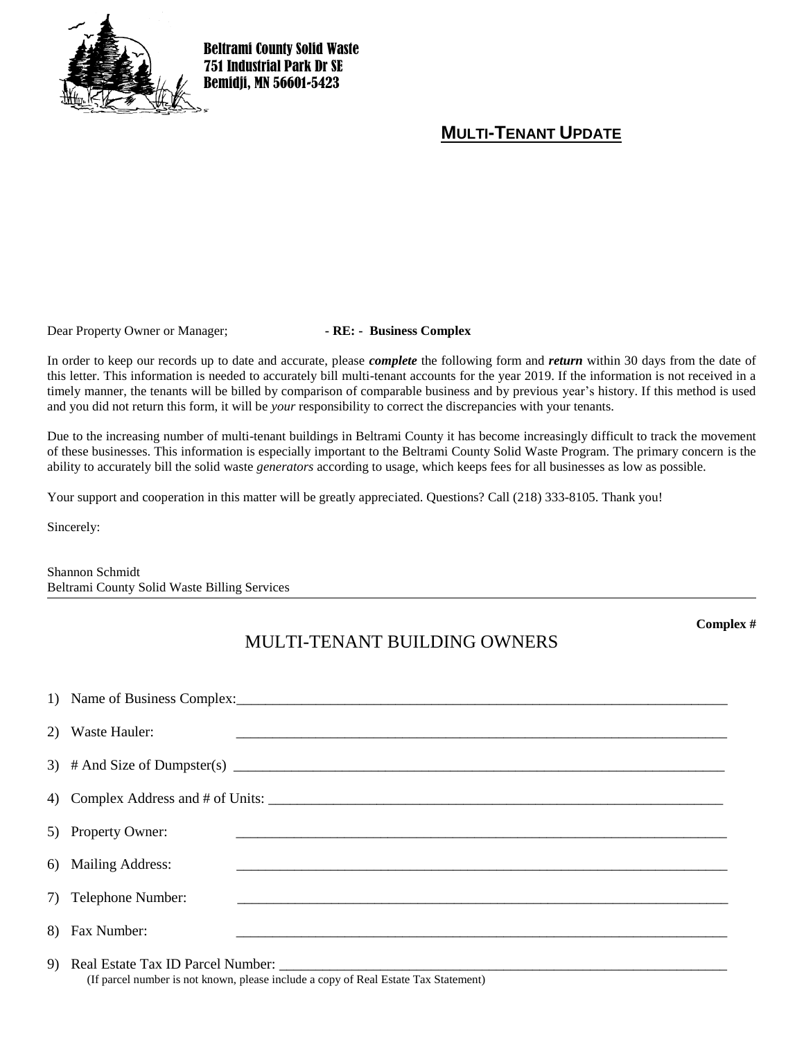Beltrami County Solid Waste
751 Industrial Park Dr SE
Bemidji, MN 56601-5423

## MULTI-TENANT UPDATE

Dear Property Owner or Manager; **- RE: - Business Complex**

In order to keep our records up to date and accurate, please ***complete*** the following form and ***return*** within 30 days from the date of this letter. This information is needed to accurately bill multi-tenant accounts for the year 2019. If the information is not received in a timely manner, the tenants will be billed by comparison of comparable business and by previous year's history. If this method is used and you did not return this form, it will be *your* responsibility to correct the discrepancies with your tenants.

Due to the increasing number of multi-tenant buildings in Beltrami County it has become increasingly difficult to track the movement of these businesses. This information is especially important to the Beltrami County Solid Waste Program. The primary concern is the ability to accurately bill the solid waste *generators* according to usage, which keeps fees for all businesses as low as possible.

Your support and cooperation in this matter will be greatly appreciated. Questions? Call (218) 333-8105. Thank you!

Sincerely:

Shannon Schmidt
Beltrami County Solid Waste Billing Services

---

**Complex #**

## MULTI-TENANT BUILDING OWNERS

1) Name of Business Complex:\_\_\_\_\_\_\_\_\_\_\_\_\_\_\_\_\_\_\_\_\_\_\_\_\_\_\_\_\_\_\_\_\_\_\_\_\_\_\_\_

2) Waste Hauler: \_\_\_\_\_\_\_\_\_\_\_\_\_\_\_\_\_\_\_\_\_\_\_\_\_\_\_\_\_\_\_\_\_\_\_\_\_\_\_\_

3) # And Size of Dumpster(s) \_\_\_\_\_\_\_\_\_\_\_\_\_\_\_\_\_\_\_\_\_\_\_\_\_\_\_\_\_\_\_\_\_\_\_\_\_\_\_\_

4) Complex Address and # of Units: \_\_\_\_\_\_\_\_\_\_\_\_\_\_\_\_\_\_\_\_\_\_\_\_\_\_\_\_\_\_\_\_\_\_\_\_\_\_\_\_

5) Property Owner: \_\_\_\_\_\_\_\_\_\_\_\_\_\_\_\_\_\_\_\_\_\_\_\_\_\_\_\_\_\_\_\_\_\_\_\_\_\_\_\_

6) Mailing Address: \_\_\_\_\_\_\_\_\_\_\_\_\_\_\_\_\_\_\_\_\_\_\_\_\_\_\_\_\_\_\_\_\_\_\_\_\_\_\_\_

7) Telephone Number: \_\_\_\_\_\_\_\_\_\_\_\_\_\_\_\_\_\_\_\_\_\_\_\_\_\_\_\_\_\_\_\_\_\_\_\_\_\_\_\_

8) Fax Number: \_\_\_\_\_\_\_\_\_\_\_\_\_\_\_\_\_\_\_\_\_\_\_\_\_\_\_\_\_\_\_\_\_\_\_\_\_\_\_\_

9) Real Estate Tax ID Parcel Number: \_\_\_\_\_\_\_\_\_\_\_\_\_\_\_\_\_\_\_\_\_\_\_\_\_\_\_\_\_\_\_\_\_\_\_\_\_\_\_\_
(If parcel number is not known, please include a copy of Real Estate Tax Statement)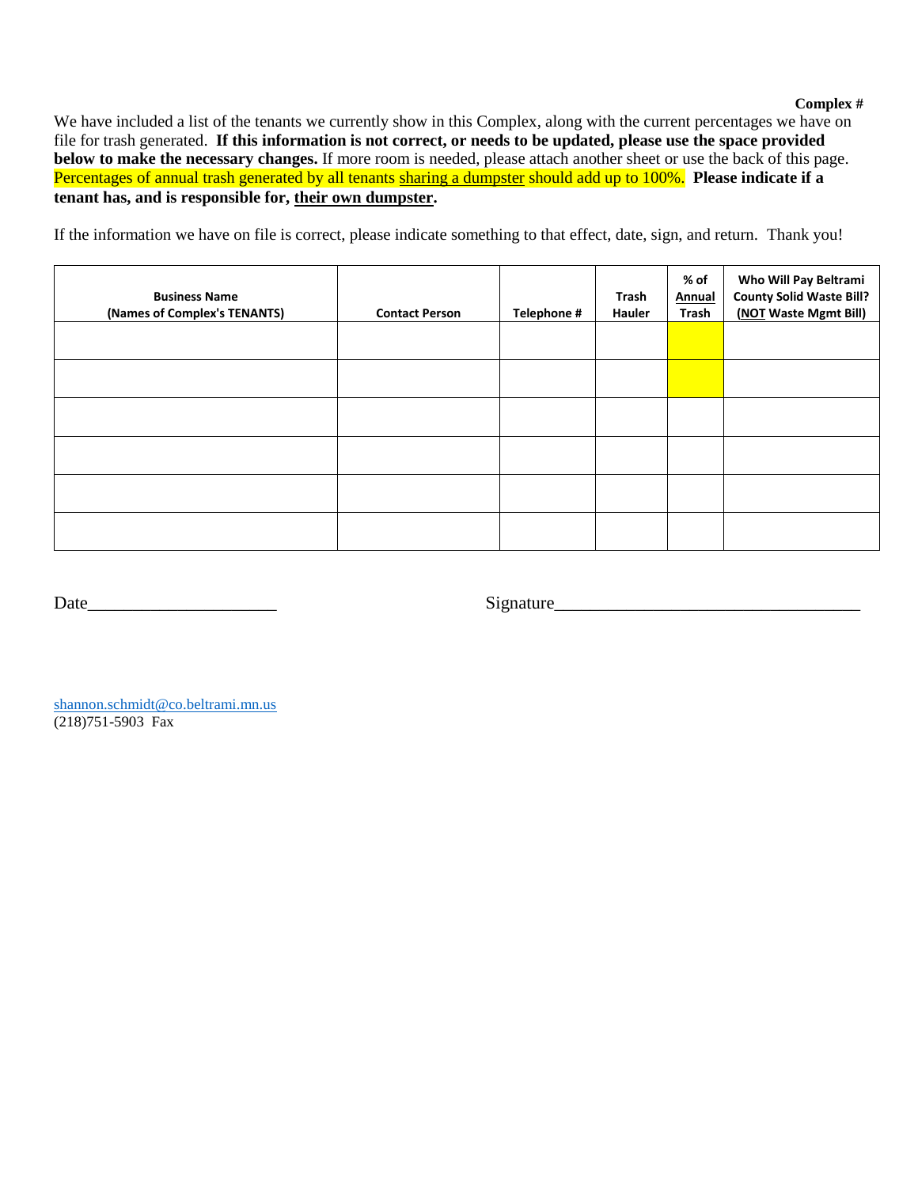**Complex #**

We have included a list of the tenants we currently show in this Complex, along with the current percentages we have on file for trash generated. **If this information is not correct, or needs to be updated, please use the space provided below to make the necessary changes.** If more room is needed, please attach another sheet or use the back of this page. Percentages of annual trash generated by all tenants sharing a dumpster should add up to 100%. **Please indicate if a tenant has, and is responsible for, their own dumpster.**

If the information we have on file is correct, please indicate something to that effect, date, sign, and return. Thank you!

| Business Name (Names of Complex's TENANTS) | Contact Person | Telephone # | Trash Hauler | % of Annual Trash | Who Will Pay Beltrami County Solid Waste Bill? (NOT Waste Mgmt Bill) |
|---|---|---|---|---|---|
| | | | | | |
| | | | | | |
| | | | | | |
| | | | | | |
| | | | | | |
| | | | | | |

Date_____________________ Signature__________________________________

shannon.schmidt@co.beltrami.mn.us
(218)751-5903 Fax